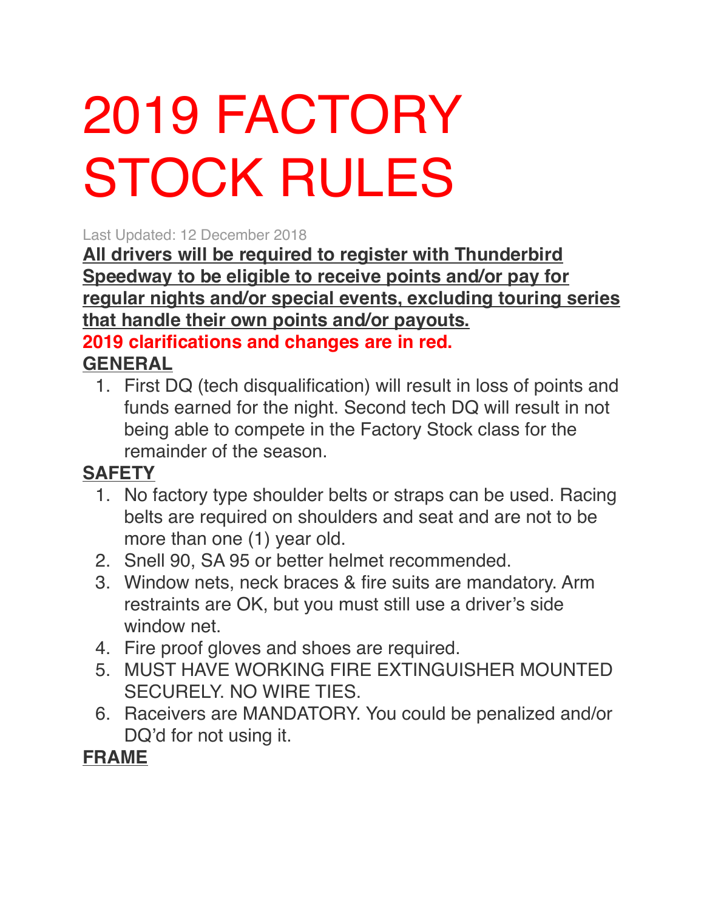# 2019 FACTORY STOCK RULES

Last Updated: 12 December 2018

**All drivers will be required to register with Thunderbird Speedway to be eligible to receive points and/or pay for regular nights and/or special events, excluding touring series that handle their own points and/or payouts.**

**2019 clarifications and changes are in red.**

## GENERAL

1. First DQ (tech disqualification) will result in loss of points and funds earned for the night. Second tech DQ will result in not being able to compete in the Factory Stock class for the remainder of the season.

## SAFETY

1. No factory type shoulder belts or straps can be used. Racing belts are required on shoulders and seat and are not to be more than one (1) year old.
2. Snell 90, SA 95 or better helmet recommended.
3. Window nets, neck braces & fire suits are mandatory. Arm restraints are OK, but you must still use a driver's side window net.
4. Fire proof gloves and shoes are required.
5. MUST HAVE WORKING FIRE EXTINGUISHER MOUNTED SECURELY. NO WIRE TIES.
6. Raceivers are MANDATORY. You could be penalized and/or DQ'd for not using it.

## FRAME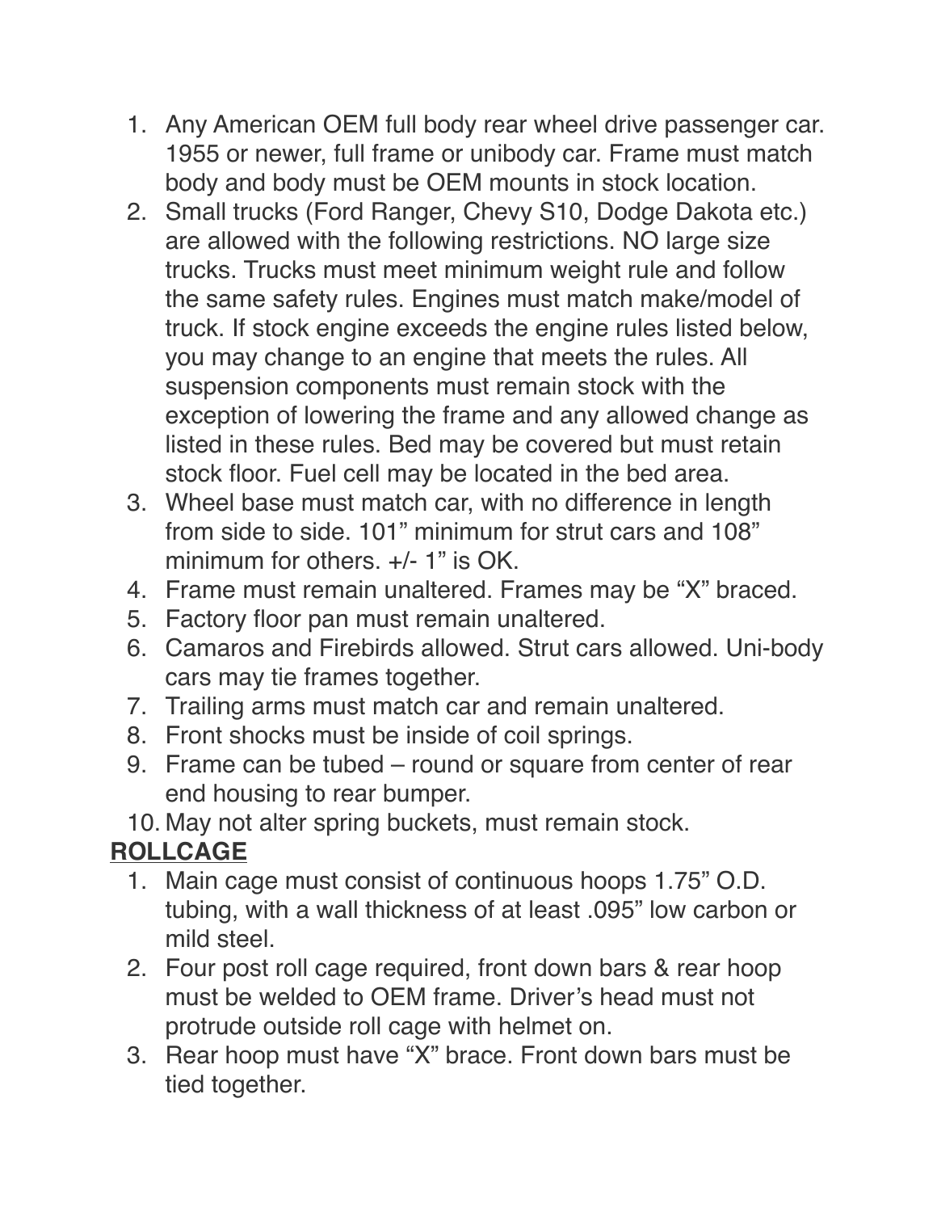1. Any American OEM full body rear wheel drive passenger car. 1955 or newer, full frame or unibody car. Frame must match body and body must be OEM mounts in stock location.
2. Small trucks (Ford Ranger, Chevy S10, Dodge Dakota etc.) are allowed with the following restrictions. NO large size trucks. Trucks must meet minimum weight rule and follow the same safety rules. Engines must match make/model of truck. If stock engine exceeds the engine rules listed below, you may change to an engine that meets the rules. All suspension components must remain stock with the exception of lowering the frame and any allowed change as listed in these rules. Bed may be covered but must retain stock floor. Fuel cell may be located in the bed area.
3. Wheel base must match car, with no difference in length from side to side. 101" minimum for strut cars and 108" minimum for others. +/- 1" is OK.
4. Frame must remain unaltered. Frames may be "X" braced.
5. Factory floor pan must remain unaltered.
6. Camaros and Firebirds allowed. Strut cars allowed. Uni-body cars may tie frames together.
7. Trailing arms must match car and remain unaltered.
8. Front shocks must be inside of coil springs.
9. Frame can be tubed – round or square from center of rear end housing to rear bumper.
10. May not alter spring buckets, must remain stock.

**ROLLCAGE**

1. Main cage must consist of continuous hoops 1.75" O.D. tubing, with a wall thickness of at least .095" low carbon or mild steel.
2. Four post roll cage required, front down bars & rear hoop must be welded to OEM frame. Driver's head must not protrude outside roll cage with helmet on.
3. Rear hoop must have "X" brace. Front down bars must be tied together.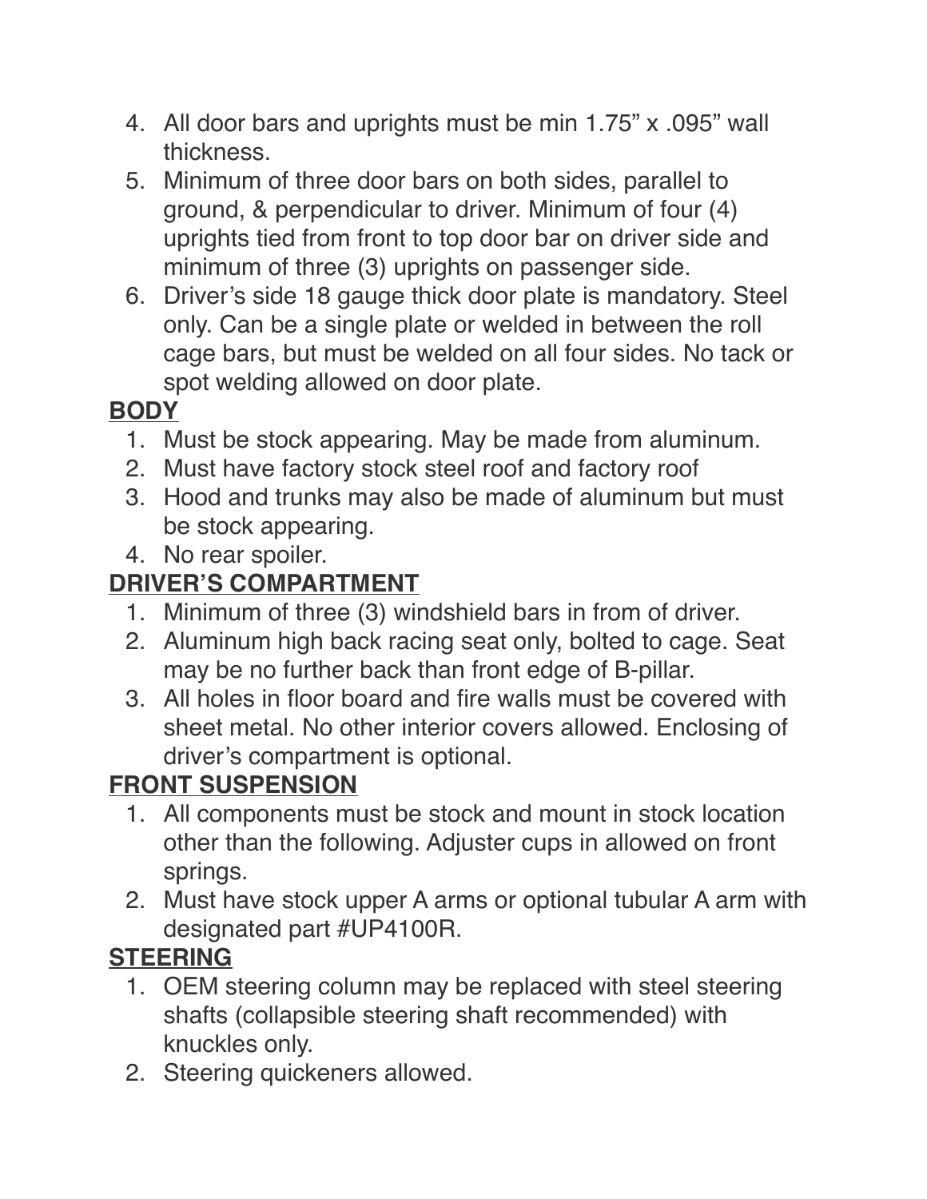4. All door bars and uprights must be min 1.75" x .095" wall thickness.
5. Minimum of three door bars on both sides, parallel to ground, & perpendicular to driver. Minimum of four (4) uprights tied from front to top door bar on driver side and minimum of three (3) uprights on passenger side.
6. Driver's side 18 gauge thick door plate is mandatory. Steel only. Can be a single plate or welded in between the roll cage bars, but must be welded on all four sides. No tack or spot welding allowed on door plate.

**BODY**

1. Must be stock appearing. May be made from aluminum.
2. Must have factory stock steel roof and factory roof
3. Hood and trunks may also be made of aluminum but must be stock appearing.
4. No rear spoiler.

**DRIVER'S COMPARTMENT**

1. Minimum of three (3) windshield bars in from of driver.
2. Aluminum high back racing seat only, bolted to cage. Seat may be no further back than front edge of B-pillar.
3. All holes in floor board and fire walls must be covered with sheet metal. No other interior covers allowed. Enclosing of driver's compartment is optional.

**FRONT SUSPENSION**

1. All components must be stock and mount in stock location other than the following. Adjuster cups in allowed on front springs.
2. Must have stock upper A arms or optional tubular A arm with designated part #UP4100R.

**STEERING**

1. OEM steering column may be replaced with steel steering shafts (collapsible steering shaft recommended) with knuckles only.
2. Steering quickeners allowed.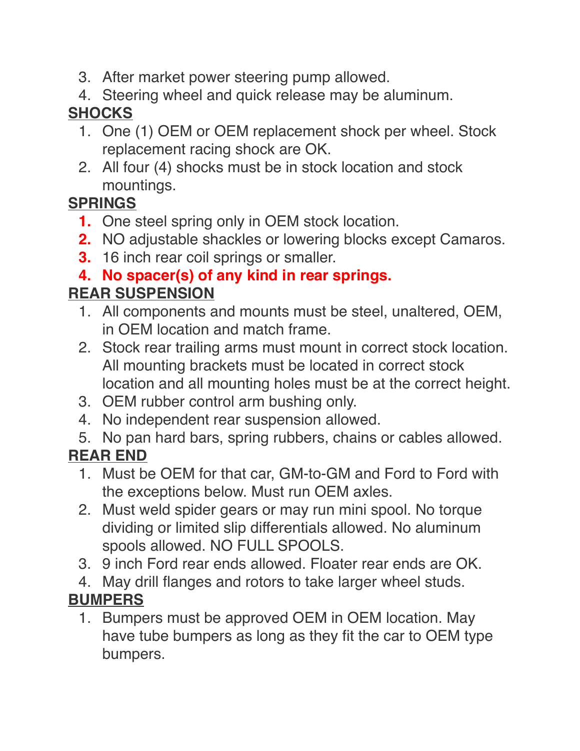3. After market power steering pump allowed.
4. Steering wheel and quick release may be aluminum.

**SHOCKS**

1. One (1) OEM or OEM replacement shock per wheel. Stock replacement racing shock are OK.
2. All four (4) shocks must be in stock location and stock mountings.

**SPRINGS**

1. One steel spring only in OEM stock location.
2. NO adjustable shackles or lowering blocks except Camaros.
3. 16 inch rear coil springs or smaller.
4. **No spacer(s) of any kind in rear springs.**

**REAR SUSPENSION**

1. All components and mounts must be steel, unaltered, OEM, in OEM location and match frame.
2. Stock rear trailing arms must mount in correct stock location. All mounting brackets must be located in correct stock location and all mounting holes must be at the correct height.
3. OEM rubber control arm bushing only.
4. No independent rear suspension allowed.
5. No pan hard bars, spring rubbers, chains or cables allowed.

**REAR END**

1. Must be OEM for that car, GM-to-GM and Ford to Ford with the exceptions below. Must run OEM axles.
2. Must weld spider gears or may run mini spool. No torque dividing or limited slip differentials allowed. No aluminum spools allowed. NO FULL SPOOLS.
3. 9 inch Ford rear ends allowed. Floater rear ends are OK.
4. May drill flanges and rotors to take larger wheel studs.

**BUMPERS**

1. Bumpers must be approved OEM in OEM location. May have tube bumpers as long as they fit the car to OEM type bumpers.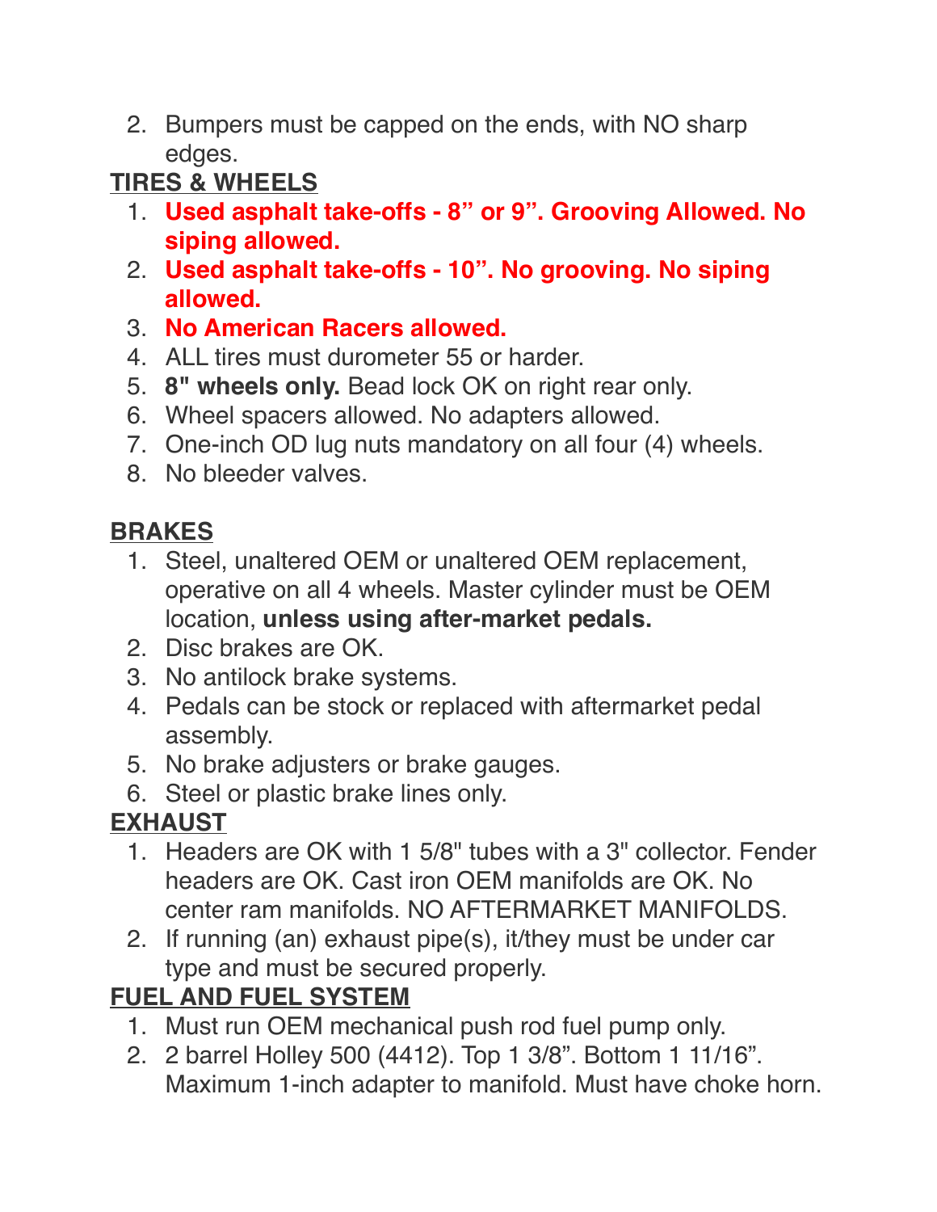2. Bumpers must be capped on the ends, with NO sharp edges.

**TIRES & WHEELS**

1. **Used asphalt take-offs - 8” or 9”. Grooving Allowed. No siping allowed.**
2. **Used asphalt take-offs - 10”. No grooving. No siping allowed.**
3. **No American Racers allowed.**
4. ALL tires must durometer 55 or harder.
5. **8" wheels only.** Bead lock OK on right rear only.
6. Wheel spacers allowed. No adapters allowed.
7. One-inch OD lug nuts mandatory on all four (4) wheels.
8. No bleeder valves.

**BRAKES**

1. Steel, unaltered OEM or unaltered OEM replacement, operative on all 4 wheels. Master cylinder must be OEM location, **unless using after-market pedals.**
2. Disc brakes are OK.
3. No antilock brake systems.
4. Pedals can be stock or replaced with aftermarket pedal assembly.
5. No brake adjusters or brake gauges.
6. Steel or plastic brake lines only.

**EXHAUST**

1. Headers are OK with 1 5/8" tubes with a 3" collector. Fender headers are OK. Cast iron OEM manifolds are OK. No center ram manifolds. NO AFTERMARKET MANIFOLDS.
2. If running (an) exhaust pipe(s), it/they must be under car type and must be secured properly.

**FUEL AND FUEL SYSTEM**

1. Must run OEM mechanical push rod fuel pump only.
2. 2 barrel Holley 500 (4412). Top 1 3/8”. Bottom 1 11/16”. Maximum 1-inch adapter to manifold. Must have choke horn.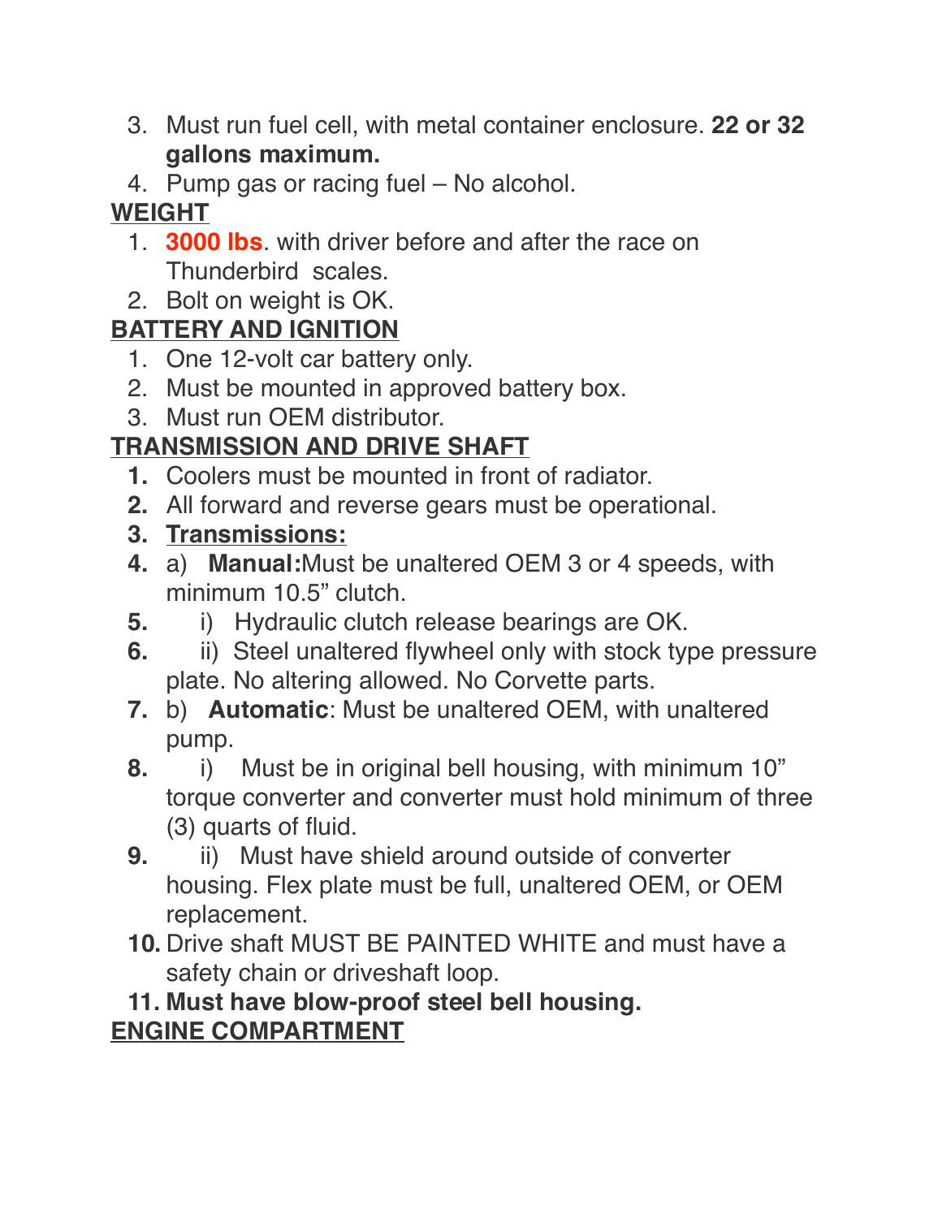3. Must run fuel cell, with metal container enclosure. **22 or 32 gallons maximum.**
4. Pump gas or racing fuel – No alcohol.

## WEIGHT

1. **3000 lbs**. with driver before and after the race on Thunderbird scales.
2. Bolt on weight is OK.

## BATTERY AND IGNITION

1. One 12-volt car battery only.
2. Must be mounted in approved battery box.
3. Must run OEM distributor.

## TRANSMISSION AND DRIVE SHAFT

1. Coolers must be mounted in front of radiator.
2. All forward and reverse gears must be operational.
3. **Transmissions:**
4. a) **Manual:**Must be unaltered OEM 3 or 4 speeds, with minimum 10.5" clutch.
5. i) Hydraulic clutch release bearings are OK.
6. ii) Steel unaltered flywheel only with stock type pressure plate. No altering allowed. No Corvette parts.
7. b) **Automatic**: Must be unaltered OEM, with unaltered pump.
8. i) Must be in original bell housing, with minimum 10" torque converter and converter must hold minimum of three (3) quarts of fluid.
9. ii) Must have shield around outside of converter housing. Flex plate must be full, unaltered OEM, or OEM replacement.
10. Drive shaft MUST BE PAINTED WHITE and must have a safety chain or driveshaft loop.
11. **Must have blow-proof steel bell housing.**

## ENGINE COMPARTMENT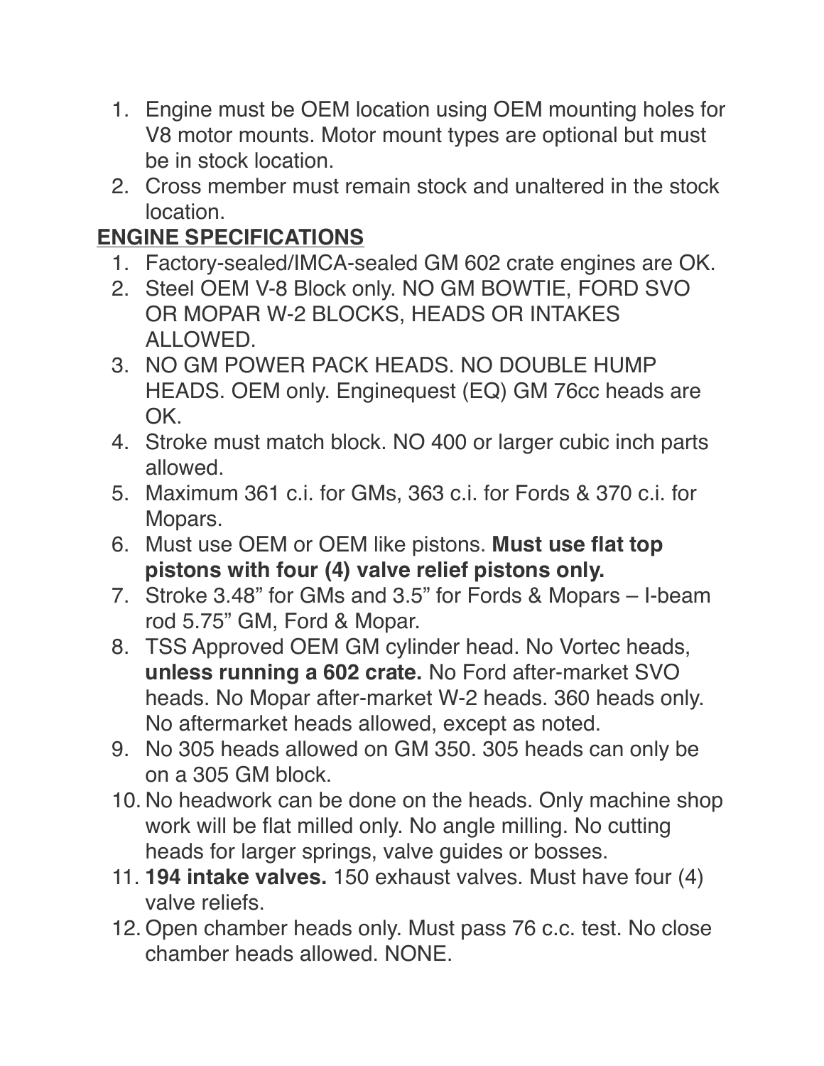1. Engine must be OEM location using OEM mounting holes for V8 motor mounts. Motor mount types are optional but must be in stock location.
2. Cross member must remain stock and unaltered in the stock location.

**ENGINE SPECIFICATIONS**

1. Factory-sealed/IMCA-sealed GM 602 crate engines are OK.
2. Steel OEM V-8 Block only. NO GM BOWTIE, FORD SVO OR MOPAR W-2 BLOCKS, HEADS OR INTAKES ALLOWED.
3. NO GM POWER PACK HEADS. NO DOUBLE HUMP HEADS. OEM only. Enginequest (EQ) GM 76cc heads are OK.
4. Stroke must match block. NO 400 or larger cubic inch parts allowed.
5. Maximum 361 c.i. for GMs, 363 c.i. for Fords & 370 c.i. for Mopars.
6. Must use OEM or OEM like pistons. **Must use flat top pistons with four (4) valve relief pistons only.**
7. Stroke 3.48" for GMs and 3.5" for Fords & Mopars – I-beam rod 5.75" GM, Ford & Mopar.
8. TSS Approved OEM GM cylinder head. No Vortec heads, **unless running a 602 crate.** No Ford after-market SVO heads. No Mopar after-market W-2 heads. 360 heads only. No aftermarket heads allowed, except as noted.
9. No 305 heads allowed on GM 350. 305 heads can only be on a 305 GM block.
10. No headwork can be done on the heads. Only machine shop work will be flat milled only. No angle milling. No cutting heads for larger springs, valve guides or bosses.
11. **194 intake valves.** 150 exhaust valves. Must have four (4) valve reliefs.
12. Open chamber heads only. Must pass 76 c.c. test. No close chamber heads allowed. NONE.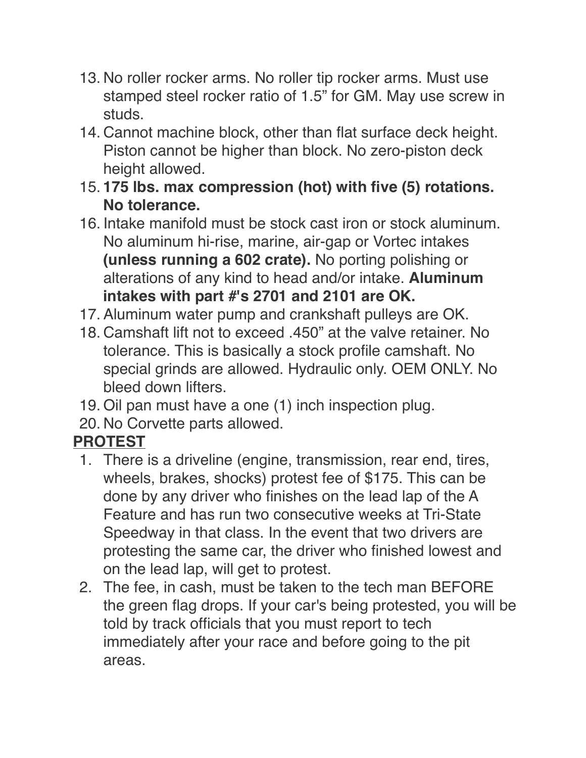13. No roller rocker arms. No roller tip rocker arms. Must use stamped steel rocker ratio of 1.5" for GM. May use screw in studs.
14. Cannot machine block, other than flat surface deck height. Piston cannot be higher than block. No zero-piston deck height allowed.
15. **175 lbs. max compression (hot) with five (5) rotations. No tolerance.**
16. Intake manifold must be stock cast iron or stock aluminum. No aluminum hi-rise, marine, air-gap or Vortec intakes **(unless running a 602 crate).** No porting polishing or alterations of any kind to head and/or intake. **Aluminum intakes with part #'s 2701 and 2101 are OK.**
17. Aluminum water pump and crankshaft pulleys are OK.
18. Camshaft lift not to exceed .450" at the valve retainer. No tolerance. This is basically a stock profile camshaft. No special grinds are allowed. Hydraulic only. OEM ONLY. No bleed down lifters.
19. Oil pan must have a one (1) inch inspection plug.
20. No Corvette parts allowed.

**<u>PROTEST</u>**

1. There is a driveline (engine, transmission, rear end, tires, wheels, brakes, shocks) protest fee of $175. This can be done by any driver who finishes on the lead lap of the A Feature and has run two consecutive weeks at Tri-State Speedway in that class. In the event that two drivers are protesting the same car, the driver who finished lowest and on the lead lap, will get to protest.
2. The fee, in cash, must be taken to the tech man BEFORE the green flag drops. If your car's being protested, you will be told by track officials that you must report to tech immediately after your race and before going to the pit areas.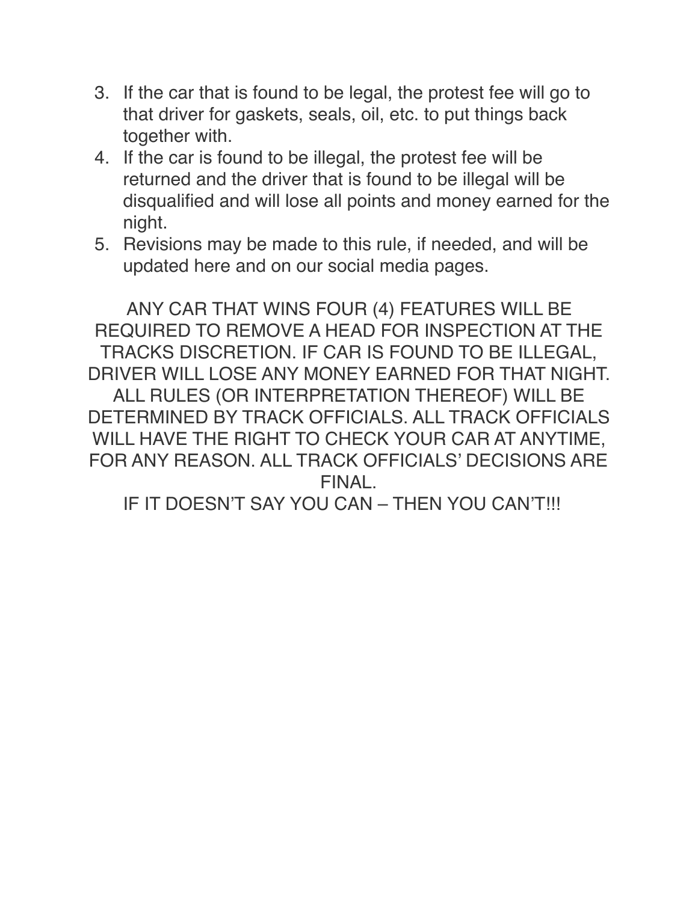3. If the car that is found to be legal, the protest fee will go to that driver for gaskets, seals, oil, etc. to put things back together with.
4. If the car is found to be illegal, the protest fee will be returned and the driver that is found to be illegal will be disqualified and will lose all points and money earned for the night.
5. Revisions may be made to this rule, if needed, and will be updated here and on our social media pages.

ANY CAR THAT WINS FOUR (4) FEATURES WILL BE REQUIRED TO REMOVE A HEAD FOR INSPECTION AT THE TRACKS DISCRETION. IF CAR IS FOUND TO BE ILLEGAL, DRIVER WILL LOSE ANY MONEY EARNED FOR THAT NIGHT. ALL RULES (OR INTERPRETATION THEREOF) WILL BE DETERMINED BY TRACK OFFICIALS. ALL TRACK OFFICIALS WILL HAVE THE RIGHT TO CHECK YOUR CAR AT ANYTIME, FOR ANY REASON. ALL TRACK OFFICIALS' DECISIONS ARE FINAL.

IF IT DOESN'T SAY YOU CAN – THEN YOU CAN'T!!!